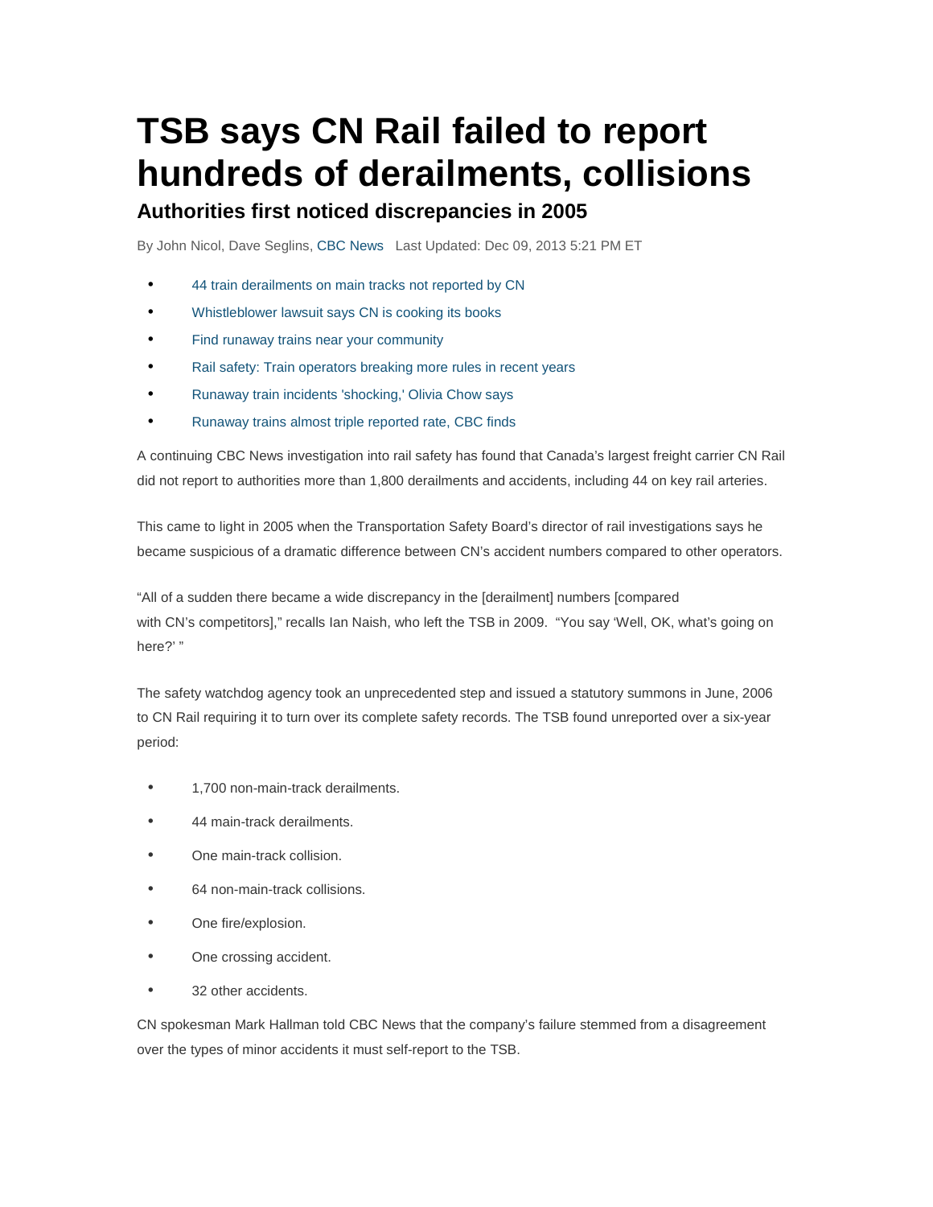# TSB says CN Rail failed to report hundreds of derailments, collisions

## Authorities first noticed discrepancies in 2005

By John Nicol, Dave Seglins, CBC News   Last Updated: Dec 09, 2013 5:21 PM ET

- 44 train derailments on main tracks not reported by CN
- Whistleblower lawsuit says CN is cooking its books
- Find runaway trains near your community
- Rail safety: Train operators breaking more rules in recent years
- Runaway train incidents 'shocking,' Olivia Chow says
- Runaway trains almost triple reported rate, CBC finds

A continuing CBC News investigation into rail safety has found that Canada's largest freight carrier CN Rail did not report to authorities more than 1,800 derailments and accidents, including 44 on key rail arteries.

This came to light in 2005 when the Transportation Safety Board's director of rail investigations says he became suspicious of a dramatic difference between CN's accident numbers compared to other operators.

"All of a sudden there became a wide discrepancy in the [derailment] numbers [compared with CN's competitors]," recalls Ian Naish, who left the TSB in 2009. "You say 'Well, OK, what's going on here?' "

The safety watchdog agency took an unprecedented step and issued a statutory summons in June, 2006 to CN Rail requiring it to turn over its complete safety records. The TSB found unreported over a six-year period:

- 1,700 non-main-track derailments.
- 44 main-track derailments.
- One main-track collision.
- 64 non-main-track collisions.
- One fire/explosion.
- One crossing accident.
- 32 other accidents.

CN spokesman Mark Hallman told CBC News that the company's failure stemmed from a disagreement over the types of minor accidents it must self-report to the TSB.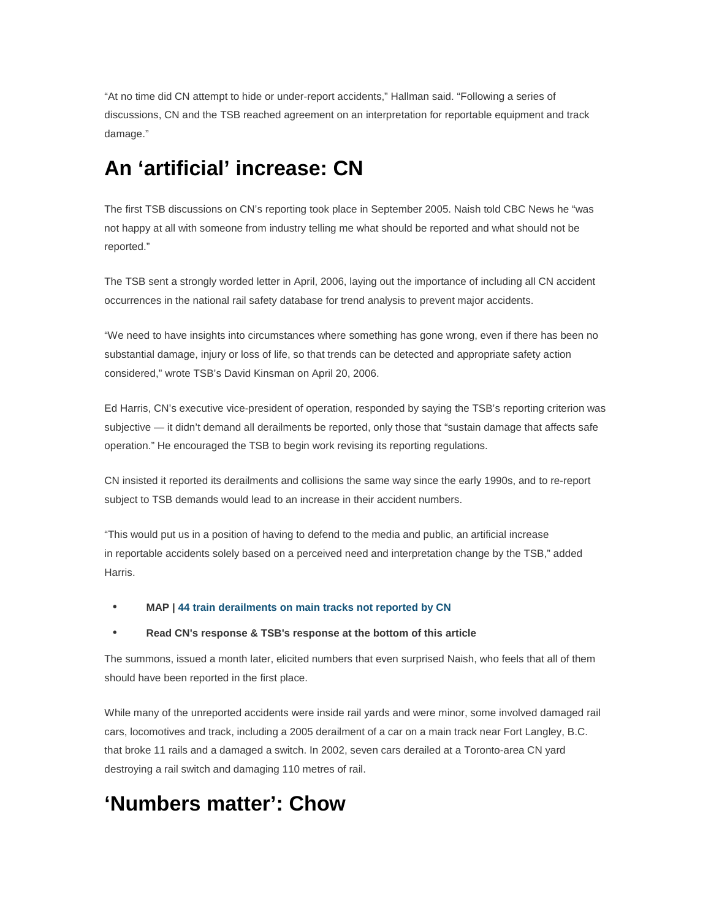“At no time did CN attempt to hide or under-report accidents,” Hallman said. “Following a series of discussions, CN and the TSB reached agreement on an interpretation for reportable equipment and track damage.”

## An ‘artificial’ increase: CN

The first TSB discussions on CN’s reporting took place in September 2005. Naish told CBC News he “was not happy at all with someone from industry telling me what should be reported and what should not be reported.”

The TSB sent a strongly worded letter in April, 2006, laying out the importance of including all CN accident occurrences in the national rail safety database for trend analysis to prevent major accidents.

“We need to have insights into circumstances where something has gone wrong, even if there has been no substantial damage, injury or loss of life, so that trends can be detected and appropriate safety action considered,” wrote TSB’s David Kinsman on April 20, 2006.

Ed Harris, CN’s executive vice-president of operation, responded by saying the TSB’s reporting criterion was subjective — it didn’t demand all derailments be reported, only those that “sustain damage that affects safe operation.” He encouraged the TSB to begin work revising its reporting regulations.

CN insisted it reported its derailments and collisions the same way since the early 1990s, and to re-report subject to TSB demands would lead to an increase in their accident numbers.

“This would put us in a position of having to defend to the media and public, an artificial increase in reportable accidents solely based on a perceived need and interpretation change by the TSB,” added Harris.

- **MAP | 44 train derailments on main tracks not reported by CN**
- **Read CN's response & TSB's response at the bottom of this article**

The summons, issued a month later, elicited numbers that even surprised Naish, who feels that all of them should have been reported in the first place.

While many of the unreported accidents were inside rail yards and were minor, some involved damaged rail cars, locomotives and track, including a 2005 derailment of a car on a main track near Fort Langley, B.C. that broke 11 rails and a damaged a switch. In 2002, seven cars derailed at a Toronto-area CN yard destroying a rail switch and damaging 110 metres of rail.

## ‘Numbers matter’: Chow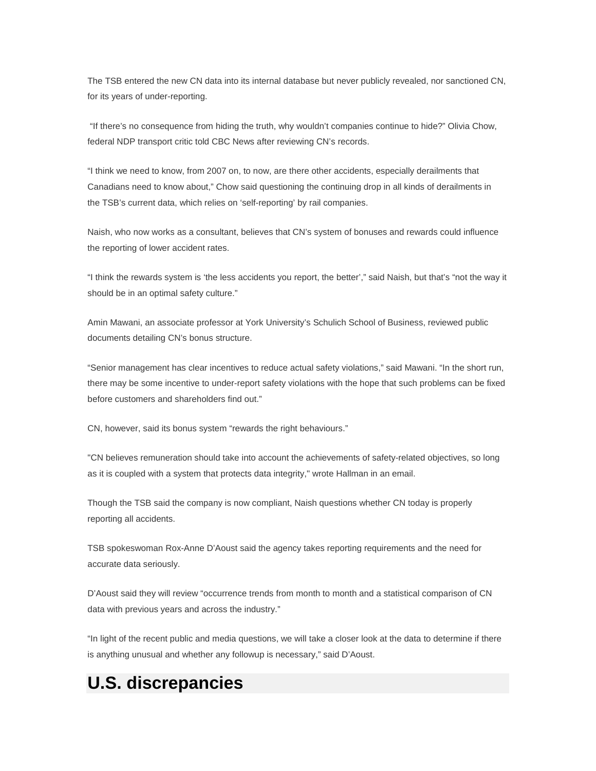The TSB entered the new CN data into its internal database but never publicly revealed, nor sanctioned CN, for its years of under-reporting.

"If there's no consequence from hiding the truth, why wouldn't companies continue to hide?" Olivia Chow, federal NDP transport critic told CBC News after reviewing CN's records.

"I think we need to know, from 2007 on, to now, are there other accidents, especially derailments that Canadians need to know about," Chow said questioning the continuing drop in all kinds of derailments in the TSB's current data, which relies on 'self-reporting' by rail companies.

Naish, who now works as a consultant, believes that CN's system of bonuses and rewards could influence the reporting of lower accident rates.

"I think the rewards system is 'the less accidents you report, the better'," said Naish, but that's "not the way it should be in an optimal safety culture."

Amin Mawani, an associate professor at York University's Schulich School of Business, reviewed public documents detailing CN's bonus structure.

"Senior management has clear incentives to reduce actual safety violations," said Mawani. "In the short run, there may be some incentive to under-report safety violations with the hope that such problems can be fixed before customers and shareholders find out."

CN, however, said its bonus system "rewards the right behaviours."

"CN believes remuneration should take into account the achievements of safety-related objectives, so long as it is coupled with a system that protects data integrity," wrote Hallman in an email.

Though the TSB said the company is now compliant, Naish questions whether CN today is properly reporting all accidents.

TSB spokeswoman Rox-Anne D'Aoust said the agency takes reporting requirements and the need for accurate data seriously.

D'Aoust said they will review "occurrence trends from month to month and a statistical comparison of CN data with previous years and across the industry."

"In light of the recent public and media questions, we will take a closer look at the data to determine if there is anything unusual and whether any followup is necessary," said D'Aoust.

## U.S. discrepancies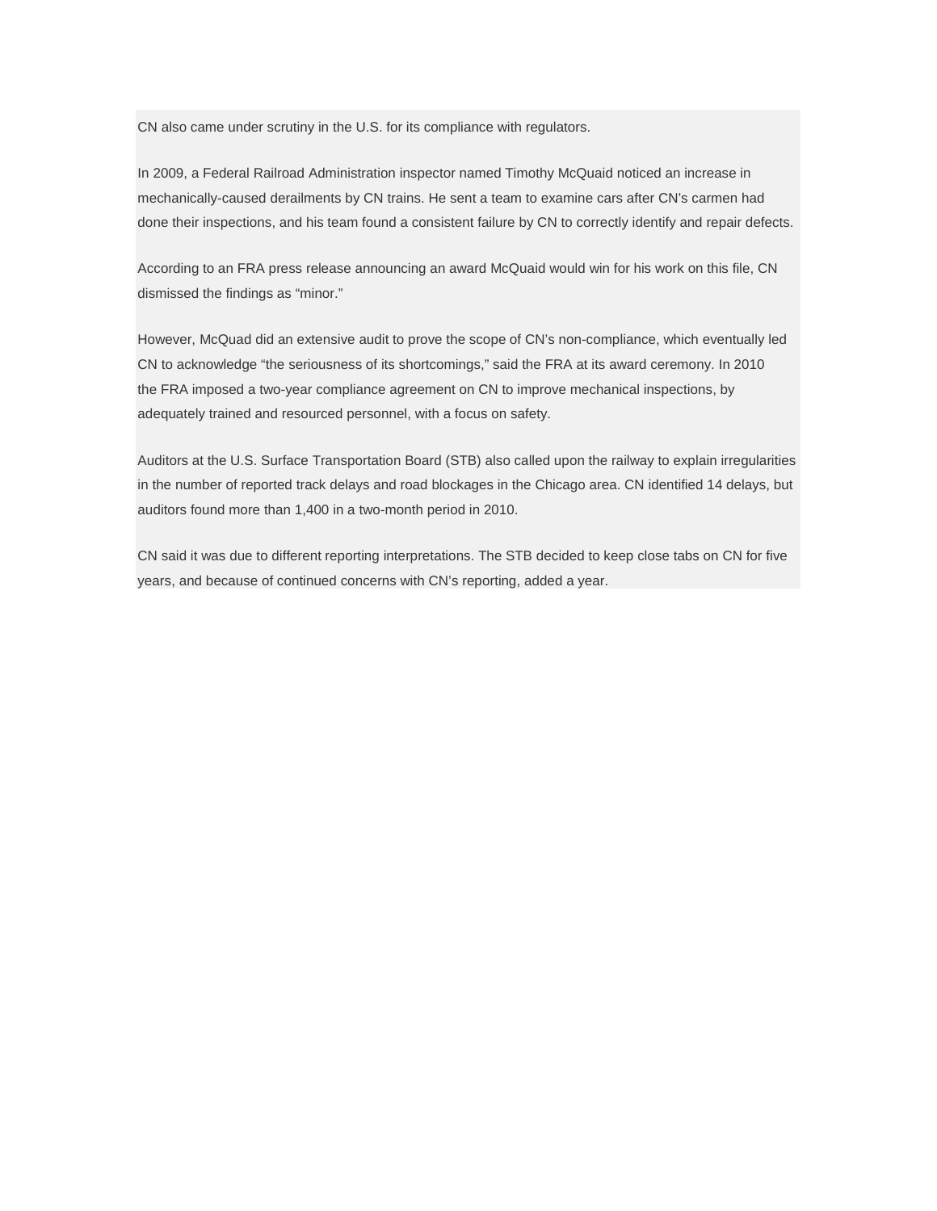CN also came under scrutiny in the U.S. for its compliance with regulators.

In 2009, a Federal Railroad Administration inspector named Timothy McQuaid noticed an increase in mechanically-caused derailments by CN trains. He sent a team to examine cars after CN's carmen had done their inspections, and his team found a consistent failure by CN to correctly identify and repair defects.

According to an FRA press release announcing an award McQuaid would win for his work on this file, CN dismissed the findings as "minor."

However, McQuad did an extensive audit to prove the scope of CN's non-compliance, which eventually led CN to acknowledge "the seriousness of its shortcomings," said the FRA at its award ceremony. In 2010 the FRA imposed a two-year compliance agreement on CN to improve mechanical inspections, by adequately trained and resourced personnel, with a focus on safety.

Auditors at the U.S. Surface Transportation Board (STB) also called upon the railway to explain irregularities in the number of reported track delays and road blockages in the Chicago area. CN identified 14 delays, but auditors found more than 1,400 in a two-month period in 2010.

CN said it was due to different reporting interpretations. The STB decided to keep close tabs on CN for five years, and because of continued concerns with CN's reporting, added a year.